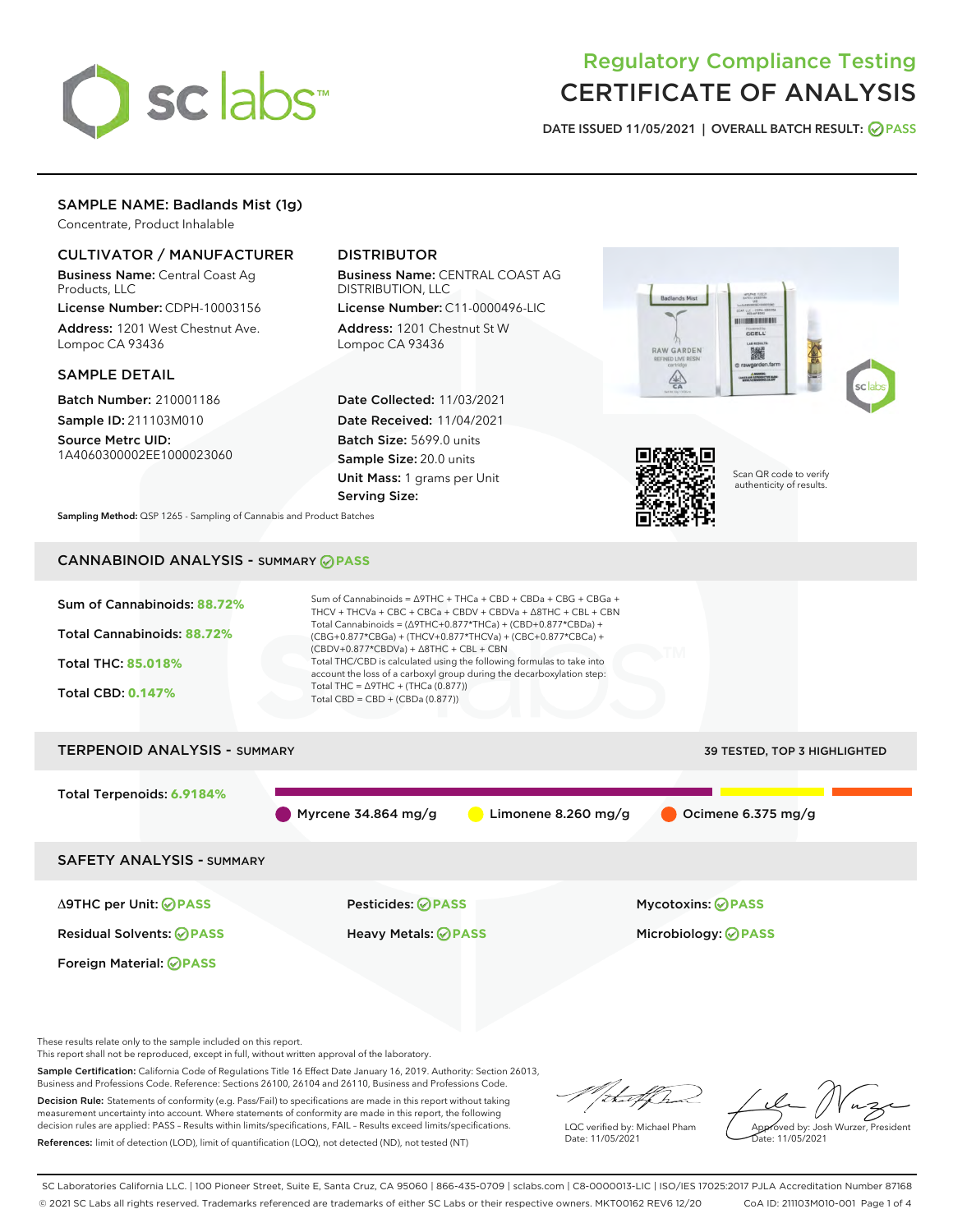# Regulatory Compliance Testing
# CERTIFICATE OF ANALYSIS

DATE ISSUED 11/05/2021 | OVERALL BATCH RESULT: PASS

## SAMPLE NAME: Badlands Mist (1g)

Concentrate, Product Inhalable

### CULTIVATOR / MANUFACTURER

**Business Name:** Central Coast Ag Products, LLC
**License Number:** CDPH-10003156
**Address:** 1201 West Chestnut Ave. Lompoc CA 93436

### DISTRIBUTOR

**Business Name:** CENTRAL COAST AG DISTRIBUTION, LLC
**License Number:** C11-0000496-LIC
**Address:** 1201 Chestnut St W Lompoc CA 93436

### SAMPLE DETAIL

**Batch Number:** 210001186
**Sample ID:** 211103M010
**Source Metrc UID:** 1A4060300002EE1000023060

**Date Collected:** 11/03/2021
**Date Received:** 11/04/2021
**Batch Size:** 5699.0 units
**Sample Size:** 20.0 units
**Unit Mass:** 1 grams per Unit
**Serving Size:**

Scan QR code to verify authenticity of results.

**Sampling Method:** QSP 1265 - Sampling of Cannabis and Product Batches

## CANNABINOID ANALYSIS - SUMMARY PASS

**Sum of Cannabinoids:** 88.72%
**Total Cannabinoids:** 88.72%
**Total THC:** 85.018%
**Total CBD:** 0.147%

Sum of Cannabinoids = Δ9THC + THCa + CBD + CBDa + CBG + CBGa + THCV + THCVa + CBC + CBCa + CBDV + CBDVa + Δ8THC + CBL + CBN
Total Cannabinoids = (Δ9THC+0.877*THCa) + (CBD+0.877*CBDa) + (CBG+0.877*CBGa) + (THCV+0.877*THCVa) + (CBC+0.877*CBCa) + (CBDV+0.877*CBDVa) + Δ8THC + CBL + CBN
Total THC/CBD is calculated using the following formulas to take into account the loss of a carboxyl group during the decarboxylation step:
Total THC = Δ9THC + (THCa (0.877))
Total CBD = CBD + (CBDa (0.877))

## TERPENOID ANALYSIS - SUMMARY

39 TESTED, TOP 3 HIGHLIGHTED

**Total Terpenoids:** 6.9184%

Myrcene 34.864 mg/g | Limonene 8.260 mg/g | Ocimene 6.375 mg/g

## SAFETY ANALYSIS - SUMMARY

| | | |
|---|---|---|
| Δ9THC per Unit: PASS | Pesticides: PASS | Mycotoxins: PASS |
| Residual Solvents: PASS | Heavy Metals: PASS | Microbiology: PASS |
| Foreign Material: PASS | | |

These results relate only to the sample included on this report.
This report shall not be reproduced, except in full, without written approval of the laboratory.

**Sample Certification:** California Code of Regulations Title 16 Effect Date January 16, 2019. Authority: Section 26013, Business and Professions Code. Reference: Sections 26100, 26104 and 26110, Business and Professions Code.

**Decision Rule:** Statements of conformity (e.g. Pass/Fail) to specifications are made in this report without taking measurement uncertainty into account. Where statements of conformity are made in this report, the following decision rules are applied: PASS – Results within limits/specifications, FAIL – Results exceed limits/specifications.

**References:** limit of detection (LOD), limit of quantification (LOQ), not detected (ND), not tested (NT)

LQC verified by: Michael Pham
Date: 11/05/2021

Approved by: Josh Wurzer, President
Date: 11/05/2021

SC Laboratories California LLC. | 100 Pioneer Street, Suite E, Santa Cruz, CA 95060 | 866-435-0709 | sclabs.com | C8-0000013-LIC | ISO/IES 17025:2017 PJLA Accreditation Number 87168
© 2021 SC Labs all rights reserved. Trademarks referenced are trademarks of either SC Labs or their respective owners. MKT00162 REV6 12/20 CoA ID: 211103M010-001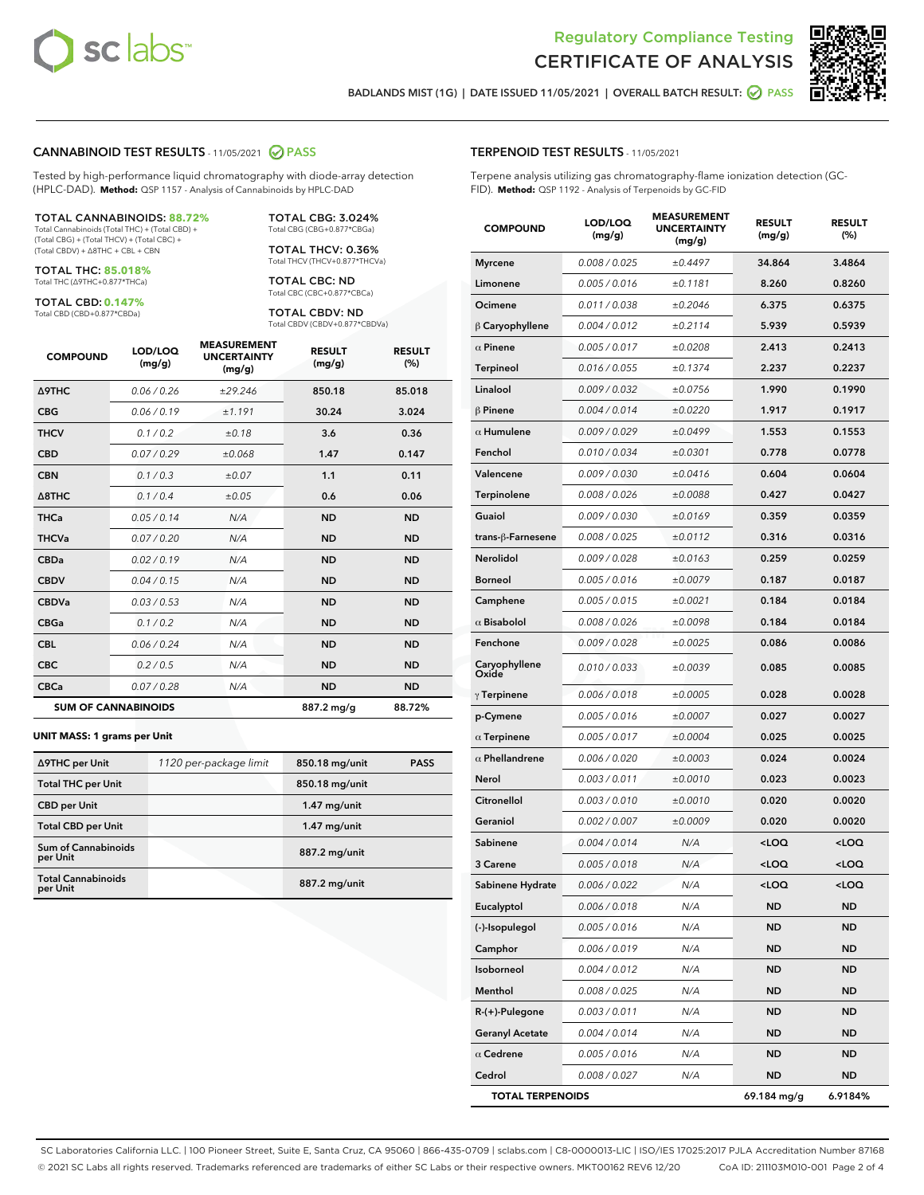Regulatory Compliance Testing
# CERTIFICATE OF ANALYSIS

BADLANDS MIST (1G) | DATE ISSUED 11/05/2021 | OVERALL BATCH RESULT: PASS

## CANNABINOID TEST RESULTS - 11/05/2021 PASS

Tested by high-performance liquid chromatography with diode-array detection (HPLC-DAD). **Method:** QSP 1157 - Analysis of Cannabinoids by HPLC-DAD

**TOTAL CANNABINOIDS: 88.72%**
Total Cannabinoids (Total THC) + (Total CBD) + (Total CBG) + (Total THCV) + (Total CBC) + (Total CBDV) + Δ8THC + CBL + CBN

**TOTAL THC: 85.018%**
Total THC (Δ9THC+0.877*THCa)

**TOTAL CBD: 0.147%**
Total CBD (CBD+0.877*CBDa)

**TOTAL CBG: 3.024%**
Total CBG (CBG+0.877*CBGa)

**TOTAL THCV: 0.36%**
Total THCV (THCV+0.877*THCVa)

**TOTAL CBC: ND**
Total CBC (CBC+0.877*CBCa)

**TOTAL CBDV: ND**
Total CBDV (CBDV+0.877*CBDVa)

| COMPOUND | LOD/LOQ (mg/g) | MEASUREMENT UNCERTAINTY (mg/g) | RESULT (mg/g) | RESULT (%) |
|---|---|---|---|---|
| Δ9THC | 0.06 / 0.26 | ±29.246 | 850.18 | 85.018 |
| CBG | 0.06 / 0.19 | ±1.191 | 30.24 | 3.024 |
| THCV | 0.1 / 0.2 | ±0.18 | 3.6 | 0.36 |
| CBD | 0.07 / 0.29 | ±0.068 | 1.47 | 0.147 |
| CBN | 0.1 / 0.3 | ±0.07 | 1.1 | 0.11 |
| Δ8THC | 0.1 / 0.4 | ±0.05 | 0.6 | 0.06 |
| THCa | 0.05 / 0.14 | N/A | ND | ND |
| THCVa | 0.07 / 0.20 | N/A | ND | ND |
| CBDa | 0.02 / 0.19 | N/A | ND | ND |
| CBDV | 0.04 / 0.15 | N/A | ND | ND |
| CBDVa | 0.03 / 0.53 | N/A | ND | ND |
| CBGa | 0.1 / 0.2 | N/A | ND | ND |
| CBL | 0.06 / 0.24 | N/A | ND | ND |
| CBC | 0.2 / 0.5 | N/A | ND | ND |
| CBCa | 0.07 / 0.28 | N/A | ND | ND |
| **SUM OF CANNABINOIDS** | | | 887.2 mg/g | 88.72% |

**UNIT MASS: 1 grams per Unit**

| | | | |
|---|---|---|---|
| Δ9THC per Unit | 1120 per-package limit | 850.18 mg/unit | PASS |
| Total THC per Unit | | 850.18 mg/unit | |
| CBD per Unit | | 1.47 mg/unit | |
| Total CBD per Unit | | 1.47 mg/unit | |
| Sum of Cannabinoids per Unit | | 887.2 mg/unit | |
| Total Cannabinoids per Unit | | 887.2 mg/unit | |

## TERPENOID TEST RESULTS - 11/05/2021

Terpene analysis utilizing gas chromatography-flame ionization detection (GC-FID). **Method:** QSP 1192 - Analysis of Terpenoids by GC-FID

| COMPOUND | LOD/LOQ (mg/g) | MEASUREMENT UNCERTAINTY (mg/g) | RESULT (mg/g) | RESULT (%) |
|---|---|---|---|---|
| Myrcene | 0.008 / 0.025 | ±0.4497 | 34.864 | 3.4864 |
| Limonene | 0.005 / 0.016 | ±0.1181 | 8.260 | 0.8260 |
| Ocimene | 0.011 / 0.038 | ±0.2046 | 6.375 | 0.6375 |
| β Caryophyllene | 0.004 / 0.012 | ±0.2114 | 5.939 | 0.5939 |
| α Pinene | 0.005 / 0.017 | ±0.0208 | 2.413 | 0.2413 |
| Terpineol | 0.016 / 0.055 | ±0.1374 | 2.237 | 0.2237 |
| Linalool | 0.009 / 0.032 | ±0.0756 | 1.990 | 0.1990 |
| β Pinene | 0.004 / 0.014 | ±0.0220 | 1.917 | 0.1917 |
| α Humulene | 0.009 / 0.029 | ±0.0499 | 1.553 | 0.1553 |
| Fenchol | 0.010 / 0.034 | ±0.0301 | 0.778 | 0.0778 |
| Valencene | 0.009 / 0.030 | ±0.0416 | 0.604 | 0.0604 |
| Terpinolene | 0.008 / 0.026 | ±0.0088 | 0.427 | 0.0427 |
| Guaiol | 0.009 / 0.030 | ±0.0169 | 0.359 | 0.0359 |
| trans-β-Farnesene | 0.008 / 0.025 | ±0.0112 | 0.316 | 0.0316 |
| Nerolidol | 0.009 / 0.028 | ±0.0163 | 0.259 | 0.0259 |
| Borneol | 0.005 / 0.016 | ±0.0079 | 0.187 | 0.0187 |
| Camphene | 0.005 / 0.015 | ±0.0021 | 0.184 | 0.0184 |
| α Bisabolol | 0.008 / 0.026 | ±0.0098 | 0.184 | 0.0184 |
| Fenchone | 0.009 / 0.028 | ±0.0025 | 0.086 | 0.0086 |
| Caryophyllene Oxide | 0.010 / 0.033 | ±0.0039 | 0.085 | 0.0085 |
| γ Terpinene | 0.006 / 0.018 | ±0.0005 | 0.028 | 0.0028 |
| p-Cymene | 0.005 / 0.016 | ±0.0007 | 0.027 | 0.0027 |
| α Terpinene | 0.005 / 0.017 | ±0.0004 | 0.025 | 0.0025 |
| α Phellandrene | 0.006 / 0.020 | ±0.0003 | 0.024 | 0.0024 |
| Nerol | 0.003 / 0.011 | ±0.0010 | 0.023 | 0.0023 |
| Citronellol | 0.003 / 0.010 | ±0.0010 | 0.020 | 0.0020 |
| Geraniol | 0.002 / 0.007 | ±0.0009 | 0.020 | 0.0020 |
| Sabinene | 0.004 / 0.014 | N/A | <LOQ | <LOQ |
| 3 Carene | 0.005 / 0.018 | N/A | <LOQ | <LOQ |
| Sabinene Hydrate | 0.006 / 0.022 | N/A | <LOQ | <LOQ |
| Eucalyptol | 0.006 / 0.018 | N/A | ND | ND |
| (-)-Isopulegol | 0.005 / 0.016 | N/A | ND | ND |
| Camphor | 0.006 / 0.019 | N/A | ND | ND |
| Isoborneol | 0.004 / 0.012 | N/A | ND | ND |
| Menthol | 0.008 / 0.025 | N/A | ND | ND |
| R-(+)-Pulegone | 0.003 / 0.011 | N/A | ND | ND |
| Geranyl Acetate | 0.004 / 0.014 | N/A | ND | ND |
| α Cedrene | 0.005 / 0.016 | N/A | ND | ND |
| Cedrol | 0.008 / 0.027 | N/A | ND | ND |
| **TOTAL TERPENOIDS** | | | 69.184 mg/g | 6.9184% |

SC Laboratories California LLC. | 100 Pioneer Street, Suite E, Santa Cruz, CA 95060 | 866-435-0709 | sclabs.com | C8-0000013-LIC | ISO/IES 17025:2017 PJLA Accreditation Number 87168
© 2021 SC Labs all rights reserved. Trademarks referenced are trademarks of either SC Labs or their respective owners. MKT00162 REV6 12/20 CoA ID: 211103M010-001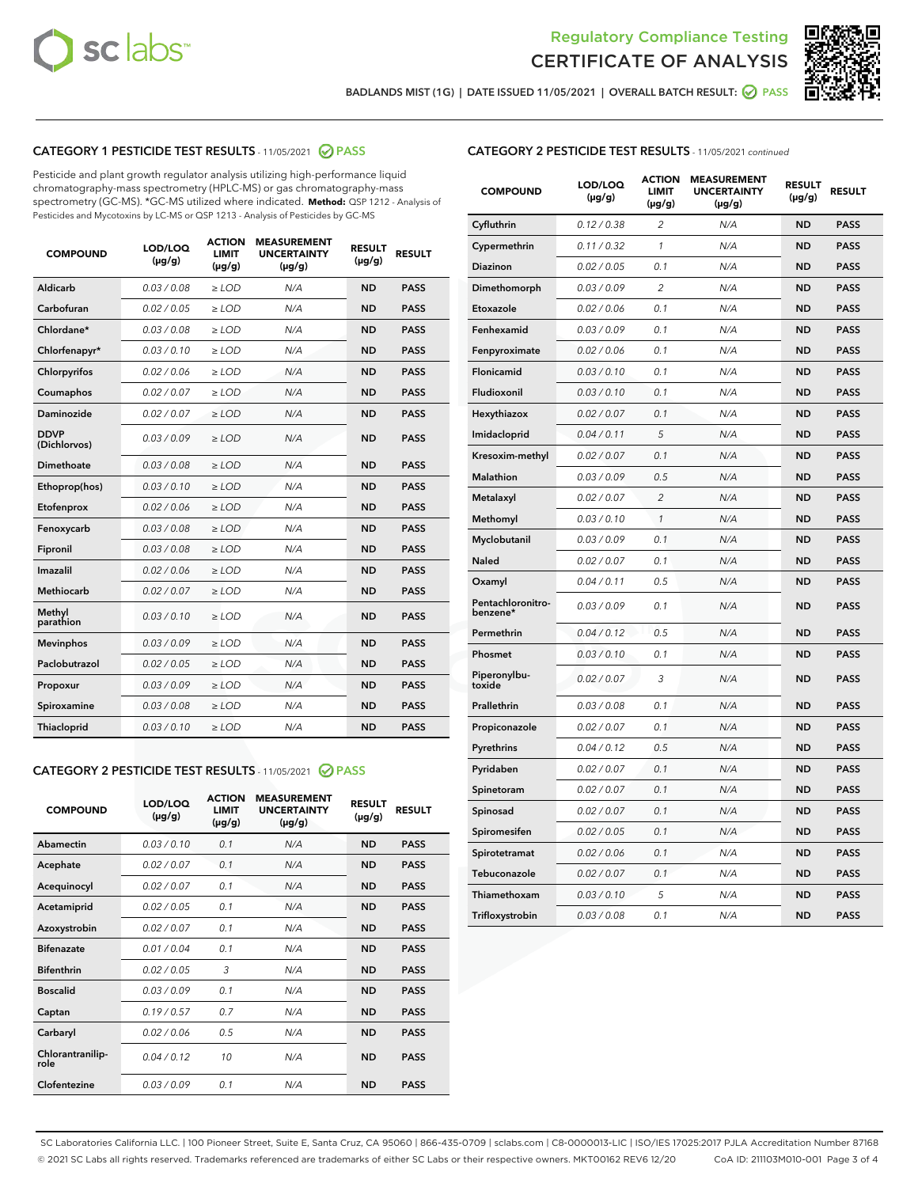# Regulatory Compliance Testing
# CERTIFICATE OF ANALYSIS

BADLANDS MIST (1G) | DATE ISSUED 11/05/2021 | OVERALL BATCH RESULT: PASS

## CATEGORY 1 PESTICIDE TEST RESULTS - 11/05/2021 PASS

Pesticide and plant growth regulator analysis utilizing high-performance liquid chromatography-mass spectrometry (HPLC-MS) or gas chromatography-mass spectrometry (GC-MS). *GC-MS utilized where indicated. **Method:** QSP 1212 - Analysis of Pesticides and Mycotoxins by LC-MS or QSP 1213 - Analysis of Pesticides by GC-MS

| COMPOUND | LOD/LOQ (µg/g) | ACTION LIMIT (µg/g) | MEASUREMENT UNCERTAINTY (µg/g) | RESULT (µg/g) | RESULT |
|---|---|---|---|---|---|
| Aldicarb | 0.03 / 0.08 | ≥ LOD | N/A | ND | PASS |
| Carbofuran | 0.02 / 0.05 | ≥ LOD | N/A | ND | PASS |
| Chlordane* | 0.03 / 0.08 | ≥ LOD | N/A | ND | PASS |
| Chlorfenapyr* | 0.03 / 0.10 | ≥ LOD | N/A | ND | PASS |
| Chlorpyrifos | 0.02 / 0.06 | ≥ LOD | N/A | ND | PASS |
| Coumaphos | 0.02 / 0.07 | ≥ LOD | N/A | ND | PASS |
| Daminozide | 0.02 / 0.07 | ≥ LOD | N/A | ND | PASS |
| DDVP (Dichlorvos) | 0.03 / 0.09 | ≥ LOD | N/A | ND | PASS |
| Dimethoate | 0.03 / 0.08 | ≥ LOD | N/A | ND | PASS |
| Ethoprop(hos) | 0.03 / 0.10 | ≥ LOD | N/A | ND | PASS |
| Etofenprox | 0.02 / 0.06 | ≥ LOD | N/A | ND | PASS |
| Fenoxycarb | 0.03 / 0.08 | ≥ LOD | N/A | ND | PASS |
| Fipronil | 0.03 / 0.08 | ≥ LOD | N/A | ND | PASS |
| Imazalil | 0.02 / 0.06 | ≥ LOD | N/A | ND | PASS |
| Methiocarb | 0.02 / 0.07 | ≥ LOD | N/A | ND | PASS |
| Methyl parathion | 0.03 / 0.10 | ≥ LOD | N/A | ND | PASS |
| Mevinphos | 0.03 / 0.09 | ≥ LOD | N/A | ND | PASS |
| Paclobutrazol | 0.02 / 0.05 | ≥ LOD | N/A | ND | PASS |
| Propoxur | 0.03 / 0.09 | ≥ LOD | N/A | ND | PASS |
| Spiroxamine | 0.03 / 0.08 | ≥ LOD | N/A | ND | PASS |
| Thiacloprid | 0.03 / 0.10 | ≥ LOD | N/A | ND | PASS |

## CATEGORY 2 PESTICIDE TEST RESULTS - 11/05/2021 PASS

| COMPOUND | LOD/LOQ (µg/g) | ACTION LIMIT (µg/g) | MEASUREMENT UNCERTAINTY (µg/g) | RESULT (µg/g) | RESULT |
|---|---|---|---|---|---|
| Abamectin | 0.03 / 0.10 | 0.1 | N/A | ND | PASS |
| Acephate | 0.02 / 0.07 | 0.1 | N/A | ND | PASS |
| Acequinocyl | 0.02 / 0.07 | 0.1 | N/A | ND | PASS |
| Acetamiprid | 0.02 / 0.05 | 0.1 | N/A | ND | PASS |
| Azoxystrobin | 0.02 / 0.07 | 0.1 | N/A | ND | PASS |
| Bifenazate | 0.01 / 0.04 | 0.1 | N/A | ND | PASS |
| Bifenthrin | 0.02 / 0.05 | 3 | N/A | ND | PASS |
| Boscalid | 0.03 / 0.09 | 0.1 | N/A | ND | PASS |
| Captan | 0.19 / 0.57 | 0.7 | N/A | ND | PASS |
| Carbaryl | 0.02 / 0.06 | 0.5 | N/A | ND | PASS |
| Chlorantraniliprole | 0.04 / 0.12 | 10 | N/A | ND | PASS |
| Clofentezine | 0.03 / 0.09 | 0.1 | N/A | ND | PASS |
| Cyfluthrin | 0.12 / 0.38 | 2 | N/A | ND | PASS |
| Cypermethrin | 0.11 / 0.32 | 1 | N/A | ND | PASS |
| Diazinon | 0.02 / 0.05 | 0.1 | N/A | ND | PASS |
| Dimethomorph | 0.03 / 0.09 | 2 | N/A | ND | PASS |
| Etoxazole | 0.02 / 0.06 | 0.1 | N/A | ND | PASS |
| Fenhexamid | 0.03 / 0.09 | 0.1 | N/A | ND | PASS |
| Fenpyroximate | 0.02 / 0.06 | 0.1 | N/A | ND | PASS |
| Flonicamid | 0.03 / 0.10 | 0.1 | N/A | ND | PASS |
| Fludioxonil | 0.03 / 0.10 | 0.1 | N/A | ND | PASS |
| Hexythiazox | 0.02 / 0.07 | 0.1 | N/A | ND | PASS |
| Imidacloprid | 0.04 / 0.11 | 5 | N/A | ND | PASS |
| Kresoxim-methyl | 0.02 / 0.07 | 0.1 | N/A | ND | PASS |
| Malathion | 0.03 / 0.09 | 0.5 | N/A | ND | PASS |
| Metalaxyl | 0.02 / 0.07 | 2 | N/A | ND | PASS |
| Methomyl | 0.03 / 0.10 | 1 | N/A | ND | PASS |
| Myclobutanil | 0.03 / 0.09 | 0.1 | N/A | ND | PASS |
| Naled | 0.02 / 0.07 | 0.1 | N/A | ND | PASS |
| Oxamyl | 0.04 / 0.11 | 0.5 | N/A | ND | PASS |
| Pentachloronitrobenzene* | 0.03 / 0.09 | 0.1 | N/A | ND | PASS |
| Permethrin | 0.04 / 0.12 | 0.5 | N/A | ND | PASS |
| Phosmet | 0.03 / 0.10 | 0.1 | N/A | ND | PASS |
| Piperonylbutoxide | 0.02 / 0.07 | 3 | N/A | ND | PASS |
| Prallethrin | 0.03 / 0.08 | 0.1 | N/A | ND | PASS |
| Propiconazole | 0.02 / 0.07 | 0.1 | N/A | ND | PASS |
| Pyrethrins | 0.04 / 0.12 | 0.5 | N/A | ND | PASS |
| Pyridaben | 0.02 / 0.07 | 0.1 | N/A | ND | PASS |
| Spinetoram | 0.02 / 0.07 | 0.1 | N/A | ND | PASS |
| Spinosad | 0.02 / 0.07 | 0.1 | N/A | ND | PASS |
| Spiromesifen | 0.02 / 0.05 | 0.1 | N/A | ND | PASS |
| Spirotetramat | 0.02 / 0.06 | 0.1 | N/A | ND | PASS |
| Tebuconazole | 0.02 / 0.07 | 0.1 | N/A | ND | PASS |
| Thiamethoxam | 0.03 / 0.10 | 5 | N/A | ND | PASS |
| Trifloxystrobin | 0.03 / 0.08 | 0.1 | N/A | ND | PASS |

SC Laboratories California LLC. | 100 Pioneer Street, Suite E, Santa Cruz, CA 95060 | 866-435-0709 | sclabs.com | C8-0000013-LIC | ISO/IES 17025:2017 PJLA Accreditation Number 87168
© 2021 SC Labs all rights reserved. Trademarks referenced are trademarks of either SC Labs or their respective owners. MKT00162 REV6 12/20 CoA ID: 211103M010-001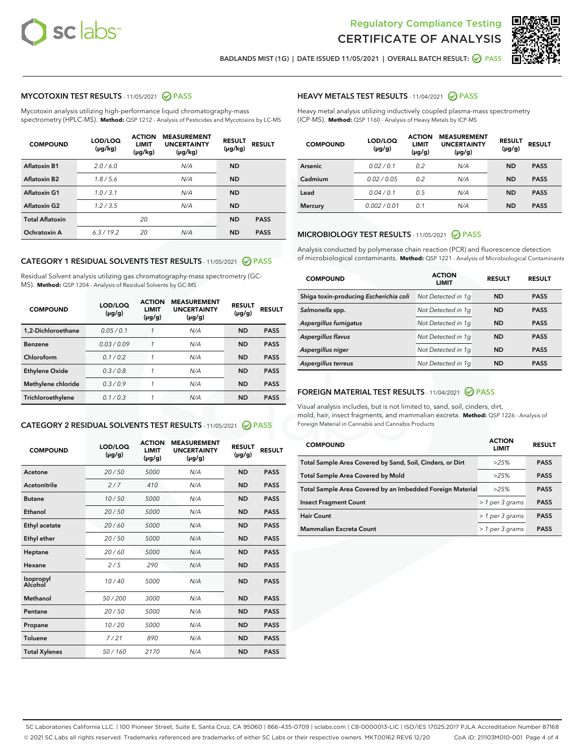Regulatory Compliance Testing
CERTIFICATE OF ANALYSIS

BADLANDS MIST (1G) | DATE ISSUED 11/05/2021 | OVERALL BATCH RESULT: PASS

## MYCOTOXIN TEST RESULTS - 11/05/2021 PASS

Mycotoxin analysis utilizing high-performance liquid chromatography-mass spectrometry (HPLC-MS). **Method:** QSP 1212 - Analysis of Pesticides and Mycotoxins by LC-MS

| COMPOUND | LOD/LOQ (μg/kg) | ACTION LIMIT (μg/kg) | MEASUREMENT UNCERTAINTY (μg/kg) | RESULT (μg/kg) | RESULT |
|---|---|---|---|---|---|
| Aflatoxin B1 | 2.0 / 6.0 | | N/A | ND | |
| Aflatoxin B2 | 1.8 / 5.6 | | N/A | ND | |
| Aflatoxin G1 | 1.0 / 3.1 | | N/A | ND | |
| Aflatoxin G2 | 1.2 / 3.5 | | N/A | ND | |
| Total Aflatoxin | | 20 | | ND | PASS |
| Ochratoxin A | 6.3 / 19.2 | 20 | N/A | ND | PASS |

## CATEGORY 1 RESIDUAL SOLVENTS TEST RESULTS - 11/05/2021 PASS

Residual Solvent analysis utilizing gas chromatography-mass spectrometry (GC-MS). **Method:** QSP 1204 - Analysis of Residual Solvents by GC-MS

| COMPOUND | LOD/LOQ (μg/g) | ACTION LIMIT (μg/g) | MEASUREMENT UNCERTAINTY (μg/g) | RESULT (μg/g) | RESULT |
|---|---|---|---|---|---|
| 1,2-Dichloroethane | 0.05 / 0.1 | 1 | N/A | ND | PASS |
| Benzene | 0.03 / 0.09 | 1 | N/A | ND | PASS |
| Chloroform | 0.1 / 0.2 | 1 | N/A | ND | PASS |
| Ethylene Oxide | 0.3 / 0.8 | 1 | N/A | ND | PASS |
| Methylene chloride | 0.3 / 0.9 | 1 | N/A | ND | PASS |
| Trichloroethylene | 0.1 / 0.3 | 1 | N/A | ND | PASS |

## CATEGORY 2 RESIDUAL SOLVENTS TEST RESULTS - 11/05/2021 PASS

| COMPOUND | LOD/LOQ (μg/g) | ACTION LIMIT (μg/g) | MEASUREMENT UNCERTAINTY (μg/g) | RESULT (μg/g) | RESULT |
|---|---|---|---|---|---|
| Acetone | 20 / 50 | 5000 | N/A | ND | PASS |
| Acetonitrile | 2 / 7 | 410 | N/A | ND | PASS |
| Butane | 10 / 50 | 5000 | N/A | ND | PASS |
| Ethanol | 20 / 50 | 5000 | N/A | ND | PASS |
| Ethyl acetate | 20 / 60 | 5000 | N/A | ND | PASS |
| Ethyl ether | 20 / 50 | 5000 | N/A | ND | PASS |
| Heptane | 20 / 60 | 5000 | N/A | ND | PASS |
| Hexane | 2 / 5 | 290 | N/A | ND | PASS |
| Isopropyl Alcohol | 10 / 40 | 5000 | N/A | ND | PASS |
| Methanol | 50 / 200 | 3000 | N/A | ND | PASS |
| Pentane | 20 / 50 | 5000 | N/A | ND | PASS |
| Propane | 10 / 20 | 5000 | N/A | ND | PASS |
| Toluene | 7 / 21 | 890 | N/A | ND | PASS |
| Total Xylenes | 50 / 160 | 2170 | N/A | ND | PASS |

## HEAVY METALS TEST RESULTS - 11/04/2021 PASS

Heavy metal analysis utilizing inductively coupled plasma-mass spectrometry (ICP-MS). **Method:** QSP 1160 - Analysis of Heavy Metals by ICP-MS

| COMPOUND | LOD/LOQ (μg/g) | ACTION LIMIT (μg/g) | MEASUREMENT UNCERTAINTY (μg/g) | RESULT (μg/g) | RESULT |
|---|---|---|---|---|---|
| Arsenic | 0.02 / 0.1 | 0.2 | N/A | ND | PASS |
| Cadmium | 0.02 / 0.05 | 0.2 | N/A | ND | PASS |
| Lead | 0.04 / 0.1 | 0.5 | N/A | ND | PASS |
| Mercury | 0.002 / 0.01 | 0.1 | N/A | ND | PASS |

## MICROBIOLOGY TEST RESULTS - 11/05/2021 PASS

Analysis conducted by polymerase chain reaction (PCR) and fluorescence detection of microbiological contaminants. **Method:** QSP 1221 - Analysis of Microbiological Contaminants

| COMPOUND | ACTION LIMIT | RESULT | RESULT |
|---|---|---|---|
| Shiga toxin-producing *Escherichia coli* | Not Detected in 1g | ND | PASS |
| *Salmonella* spp. | Not Detected in 1g | ND | PASS |
| *Aspergillus fumigatus* | Not Detected in 1g | ND | PASS |
| *Aspergillus flavus* | Not Detected in 1g | ND | PASS |
| *Aspergillus niger* | Not Detected in 1g | ND | PASS |
| *Aspergillus terreus* | Not Detected in 1g | ND | PASS |

## FOREIGN MATERIAL TEST RESULTS - 11/04/2021 PASS

Visual analysis includes, but is not limited to, sand, soil, cinders, dirt, mold, hair, insect fragments, and mammalian excreta. **Method:** QSP 1226 - Analysis of Foreign Material in Cannabis and Cannabis Products

| COMPOUND | ACTION LIMIT | RESULT |
|---|---|---|
| Total Sample Area Covered by Sand, Soil, Cinders, or Dirt | >25% | PASS |
| Total Sample Area Covered by Mold | >25% | PASS |
| Total Sample Area Covered by an Imbedded Foreign Material | >25% | PASS |
| Insect Fragment Count | > 1 per 3 grams | PASS |
| Hair Count | > 1 per 3 grams | PASS |
| Mammalian Excreta Count | > 1 per 3 grams | PASS |

SC Laboratories California LLC. | 100 Pioneer Street, Suite E, Santa Cruz, CA 95060 | 866-435-0709 | sclabs.com | C8-0000013-LIC | ISO/IES 17025:2017 PJLA Accreditation Number 87168
© 2021 SC Labs all rights reserved. Trademarks referenced are trademarks of either SC Labs or their respective owners. MKT00162 REV6 12/20 CoA ID: 211103M010-001